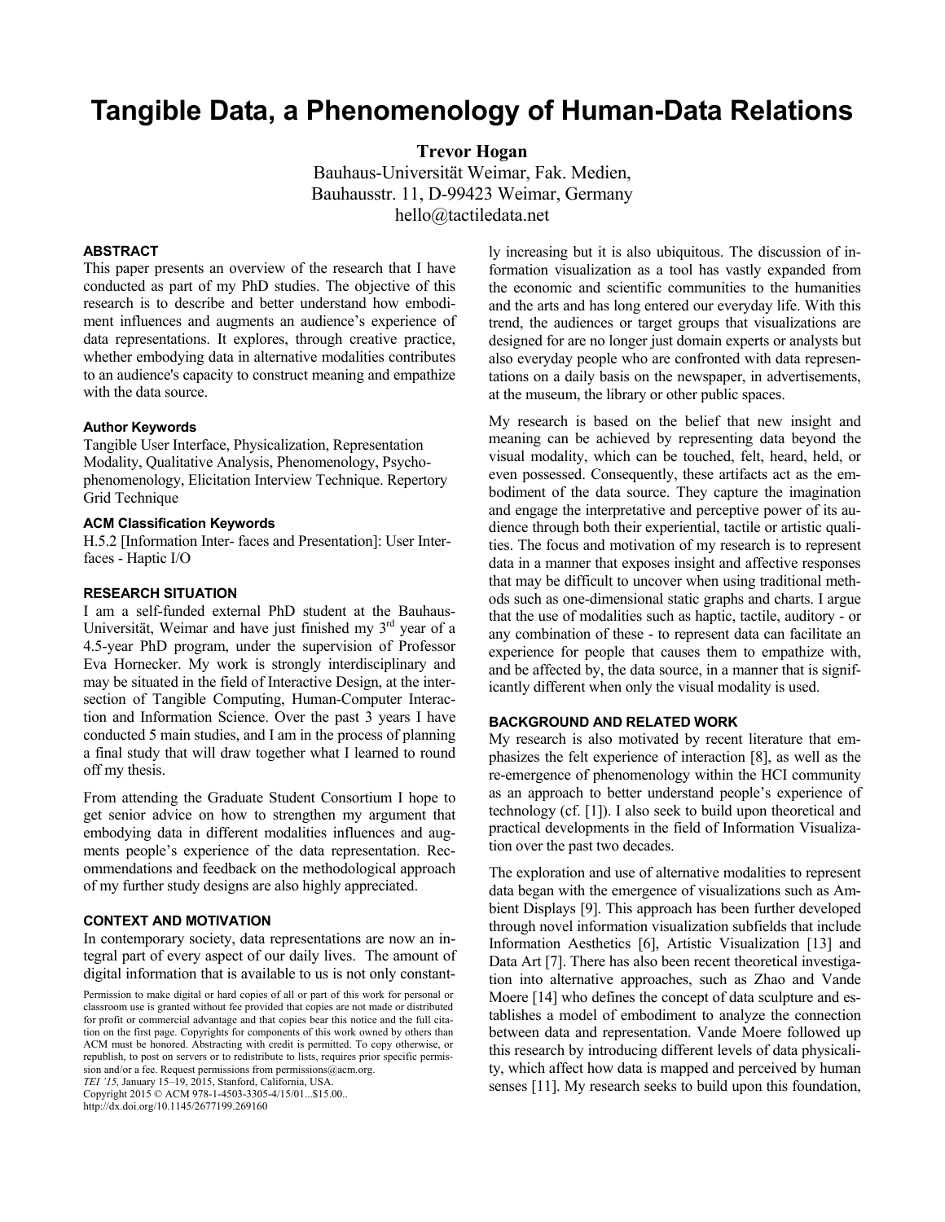# Tangible Data, a Phenomenology of Human-Data Relations

**Trevor Hogan**

Bauhaus-Universität Weimar, Fak. Medien,
Bauhausstr. 11, D-99423 Weimar, Germany
hello@tactiledata.net

## ABSTRACT

This paper presents an overview of the research that I have conducted as part of my PhD studies. The objective of this research is to describe and better understand how embodiment influences and augments an audience's experience of data representations. It explores, through creative practice, whether embodying data in alternative modalities contributes to an audience's capacity to construct meaning and empathize with the data source.

### Author Keywords

Tangible User Interface, Physicalization, Representation Modality, Qualitative Analysis, Phenomenology, Psychophenomenology, Elicitation Interview Technique. Repertory Grid Technique

### ACM Classification Keywords

H.5.2 [Information Inter- faces and Presentation]: User Interfaces - Haptic I/O

## RESEARCH SITUATION

I am a self-funded external PhD student at the Bauhaus-Universität, Weimar and have just finished my 3rd year of a 4.5-year PhD program, under the supervision of Professor Eva Hornecker. My work is strongly interdisciplinary and may be situated in the field of Interactive Design, at the intersection of Tangible Computing, Human-Computer Interaction and Information Science. Over the past 3 years I have conducted 5 main studies, and I am in the process of planning a final study that will draw together what I learned to round off my thesis.

From attending the Graduate Student Consortium I hope to get senior advice on how to strengthen my argument that embodying data in different modalities influences and augments people's experience of the data representation. Recommendations and feedback on the methodological approach of my further study designs are also highly appreciated.

## CONTEXT AND MOTIVATION

In contemporary society, data representations are now an integral part of every aspect of our daily lives. The amount of digital information that is available to us is not only constantly increasing but it is also ubiquitous. The discussion of information visualization as a tool has vastly expanded from the economic and scientific communities to the humanities and the arts and has long entered our everyday life. With this trend, the audiences or target groups that visualizations are designed for are no longer just domain experts or analysts but also everyday people who are confronted with data representations on a daily basis on the newspaper, in advertisements, at the museum, the library or other public spaces.

My research is based on the belief that new insight and meaning can be achieved by representing data beyond the visual modality, which can be touched, felt, heard, held, or even possessed. Consequently, these artifacts act as the embodiment of the data source. They capture the imagination and engage the interpretative and perceptive power of its audience through both their experiential, tactile or artistic qualities. The focus and motivation of my research is to represent data in a manner that exposes insight and affective responses that may be difficult to uncover when using traditional methods such as one-dimensional static graphs and charts. I argue that the use of modalities such as haptic, tactile, auditory - or any combination of these - to represent data can facilitate an experience for people that causes them to empathize with, and be affected by, the data source, in a manner that is significantly different when only the visual modality is used.

## BACKGROUND AND RELATED WORK

My research is also motivated by recent literature that emphasizes the felt experience of interaction [8], as well as the re-emergence of phenomenology within the HCI community as an approach to better understand people's experience of technology (cf. [1]). I also seek to build upon theoretical and practical developments in the field of Information Visualization over the past two decades.

The exploration and use of alternative modalities to represent data began with the emergence of visualizations such as Ambient Displays [9]. This approach has been further developed through novel information visualization subfields that include Information Aesthetics [6], Artistic Visualization [13] and Data Art [7]. There has also been recent theoretical investigation into alternative approaches, such as Zhao and Vande Moere [14] who defines the concept of data sculpture and establishes a model of embodiment to analyze the connection between data and representation. Vande Moere followed up this research by introducing different levels of data physicality, which affect how data is mapped and perceived by human senses [11]. My research seeks to build upon this foundation,

Permission to make digital or hard copies of all or part of this work for personal or classroom use is granted without fee provided that copies are not made or distributed for profit or commercial advantage and that copies bear this notice and the full citation on the first page. Copyrights for components of this work owned by others than ACM must be honored. Abstracting with credit is permitted. To copy otherwise, or republish, to post on servers or to redistribute to lists, requires prior specific permission and/or a fee. Request permissions from permissions@acm.org.
*TEI '15*, January 15–19, 2015, Stanford, California, USA.
Copyright 2015 © ACM 978-1-4503-3305-4/15/01...$15.00..
http://dx.doi.org/10.1145/2677199.269160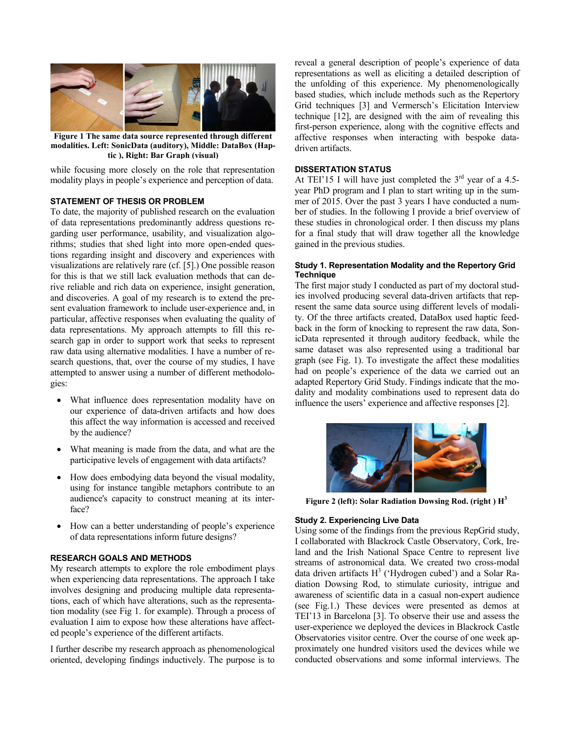**Figure 1 The same data source represented through different modalities. Left: SonicData (auditory), Middle: DataBox (Haptic ), Right: Bar Graph (visual)**

while focusing more closely on the role that representation modality plays in people's experience and perception of data.

### STATEMENT OF THESIS OR PROBLEM

To date, the majority of published research on the evaluation of data representations predominantly address questions regarding user performance, usability, and visualization algorithms; studies that shed light into more open-ended questions regarding insight and discovery and experiences with visualizations are relatively rare (cf. [5].) One possible reason for this is that we still lack evaluation methods that can derive reliable and rich data on experience, insight generation, and discoveries. A goal of my research is to extend the present evaluation framework to include user-experience and, in particular, affective responses when evaluating the quality of data representations. My approach attempts to fill this research gap in order to support work that seeks to represent raw data using alternative modalities. I have a number of research questions, that, over the course of my studies, I have attempted to answer using a number of different methodologies:

- What influence does representation modality have on our experience of data-driven artifacts and how does this affect the way information is accessed and received by the audience?
- What meaning is made from the data, and what are the participative levels of engagement with data artifacts?
- How does embodying data beyond the visual modality, using for instance tangible metaphors contribute to an audience's capacity to construct meaning at its interface?
- How can a better understanding of people's experience of data representations inform future designs?

### RESEARCH GOALS AND METHODS

My research attempts to explore the role embodiment plays when experiencing data representations. The approach I take involves designing and producing multiple data representations, each of which have alterations, such as the representation modality (see Fig 1. for example). Through a process of evaluation I aim to expose how these alterations have affected people's experience of the different artifacts.

I further describe my research approach as phenomenological oriented, developing findings inductively. The purpose is to reveal a general description of people's experience of data representations as well as eliciting a detailed description of the unfolding of this experience. My phenomenologically based studies, which include methods such as the Repertory Grid techniques [3] and Vermersch's Elicitation Interview technique [12], are designed with the aim of revealing this first-person experience, along with the cognitive effects and affective responses when interacting with bespoke data-driven artifacts.

### DISSERTATION STATUS

At TEI'15 I will have just completed the 3[rd] year of a 4.5-year PhD program and I plan to start writing up in the summer of 2015. Over the past 3 years I have conducted a number of studies. In the following I provide a brief overview of these studies in chronological order. I then discuss my plans for a final study that will draw together all the knowledge gained in the previous studies.

#### Study 1. Representation Modality and the Repertory Grid Technique

The first major study I conducted as part of my doctoral studies involved producing several data-driven artifacts that represent the same data source using different levels of modality. Of the three artifacts created, DataBox used haptic feedback in the form of knocking to represent the raw data, SonicData represented it through auditory feedback, while the same dataset was also represented using a traditional bar graph (see Fig. 1). To investigate the affect these modalities had on people's experience of the data we carried out an adapted Repertory Grid Study. Findings indicate that the modality and modality combinations used to represent data do influence the users' experience and affective responses [2].

**Figure 2 (left): Solar Radiation Dowsing Rod. (right ) $H^3$**

#### Study 2. Experiencing Live Data

Using some of the findings from the previous RepGrid study, I collaborated with Blackrock Castle Observatory, Cork, Ireland and the Irish National Space Centre to represent live streams of astronomical data. We created two cross-modal data driven artifacts $H^3$ ('Hydrogen cubed') and a Solar Radiation Dowsing Rod, to stimulate curiosity, intrigue and awareness of scientific data in a casual non-expert audience (see Fig.1.) These devices were presented as demos at TEI'13 in Barcelona [3]. To observe their use and assess the user-experience we deployed the devices in Blackrock Castle Observatories visitor centre. Over the course of one week approximately one hundred visitors used the devices while we conducted observations and some informal interviews. The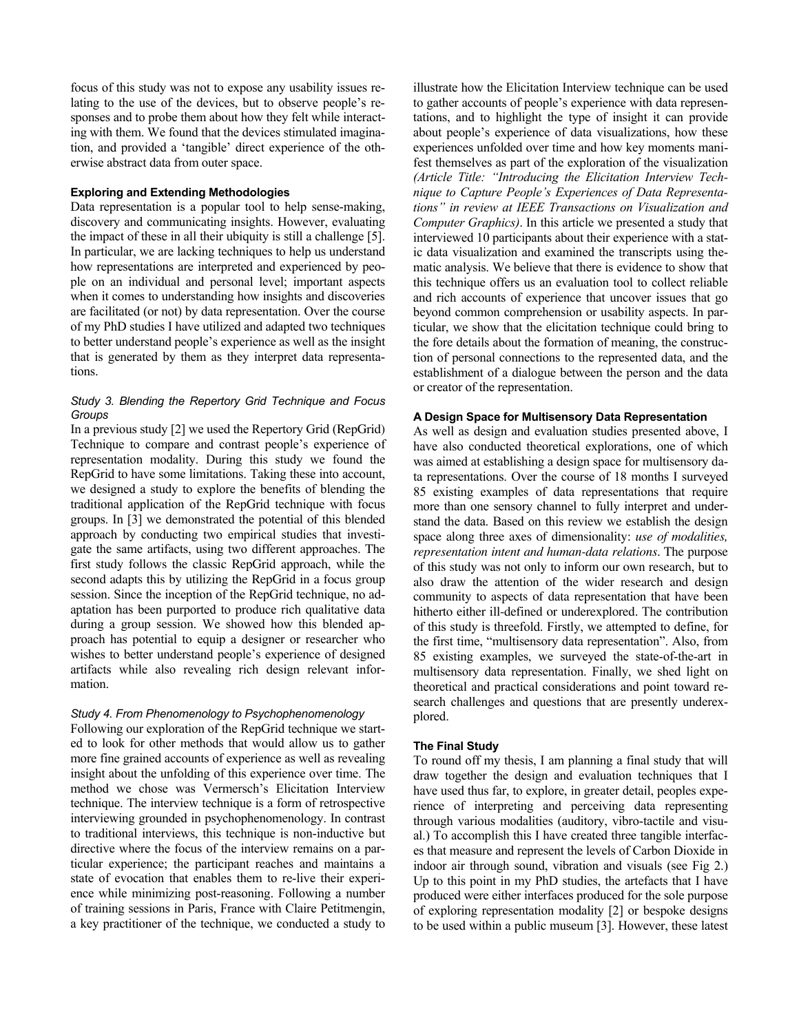focus of this study was not to expose any usability issues relating to the use of the devices, but to observe people's responses and to probe them about how they felt while interacting with them. We found that the devices stimulated imagination, and provided a 'tangible' direct experience of the otherwise abstract data from outer space.

### Exploring and Extending Methodologies

Data representation is a popular tool to help sense-making, discovery and communicating insights. However, evaluating the impact of these in all their ubiquity is still a challenge [5]. In particular, we are lacking techniques to help us understand how representations are interpreted and experienced by people on an individual and personal level; important aspects when it comes to understanding how insights and discoveries are facilitated (or not) by data representation. Over the course of my PhD studies I have utilized and adapted two techniques to better understand people's experience as well as the insight that is generated by them as they interpret data representations.

#### *Study 3. Blending the Repertory Grid Technique and Focus Groups*

In a previous study [2] we used the Repertory Grid (RepGrid) Technique to compare and contrast people's experience of representation modality. During this study we found the RepGrid to have some limitations. Taking these into account, we designed a study to explore the benefits of blending the traditional application of the RepGrid technique with focus groups. In [3] we demonstrated the potential of this blended approach by conducting two empirical studies that investigate the same artifacts, using two different approaches. The first study follows the classic RepGrid approach, while the second adapts this by utilizing the RepGrid in a focus group session. Since the inception of the RepGrid technique, no adaptation has been purported to produce rich qualitative data during a group session. We showed how this blended approach has potential to equip a designer or researcher who wishes to better understand people's experience of designed artifacts while also revealing rich design relevant information.

#### *Study 4. From Phenomenology to Psychophenomenology*

Following our exploration of the RepGrid technique we started to look for other methods that would allow us to gather more fine grained accounts of experience as well as revealing insight about the unfolding of this experience over time. The method we chose was Vermersch's Elicitation Interview technique. The interview technique is a form of retrospective interviewing grounded in psychophenomenology. In contrast to traditional interviews, this technique is non-inductive but directive where the focus of the interview remains on a particular experience; the participant reaches and maintains a state of evocation that enables them to re-live their experience while minimizing post-reasoning. Following a number of training sessions in Paris, France with Claire Petitmengin, a key practitioner of the technique, we conducted a study to illustrate how the Elicitation Interview technique can be used to gather accounts of people's experience with data representations, and to highlight the type of insight it can provide about people's experience of data visualizations, how these experiences unfolded over time and how key moments manifest themselves as part of the exploration of the visualization *(Article Title: "Introducing the Elicitation Interview Technique to Capture People's Experiences of Data Representations" in review at IEEE Transactions on Visualization and Computer Graphics)*. In this article we presented a study that interviewed 10 participants about their experience with a static data visualization and examined the transcripts using thematic analysis. We believe that there is evidence to show that this technique offers us an evaluation tool to collect reliable and rich accounts of experience that uncover issues that go beyond common comprehension or usability aspects. In particular, we show that the elicitation technique could bring to the fore details about the formation of meaning, the construction of personal connections to the represented data, and the establishment of a dialogue between the person and the data or creator of the representation.

### A Design Space for Multisensory Data Representation

As well as design and evaluation studies presented above, I have also conducted theoretical explorations, one of which was aimed at establishing a design space for multisensory data representations. Over the course of 18 months I surveyed 85 existing examples of data representations that require more than one sensory channel to fully interpret and understand the data. Based on this review we establish the design space along three axes of dimensionality: *use of modalities, representation intent and human-data relations*. The purpose of this study was not only to inform our own research, but to also draw the attention of the wider research and design community to aspects of data representation that have been hitherto either ill-defined or underexplored. The contribution of this study is threefold. Firstly, we attempted to define, for the first time, "multisensory data representation". Also, from 85 existing examples, we surveyed the state-of-the-art in multisensory data representation. Finally, we shed light on theoretical and practical considerations and point toward research challenges and questions that are presently underexplored.

### The Final Study

To round off my thesis, I am planning a final study that will draw together the design and evaluation techniques that I have used thus far, to explore, in greater detail, peoples experience of interpreting and perceiving data representing through various modalities (auditory, vibro-tactile and visual.) To accomplish this I have created three tangible interfaces that measure and represent the levels of Carbon Dioxide in indoor air through sound, vibration and visuals (see Fig 2.) Up to this point in my PhD studies, the artefacts that I have produced were either interfaces produced for the sole purpose of exploring representation modality [2] or bespoke designs to be used within a public museum [3]. However, these latest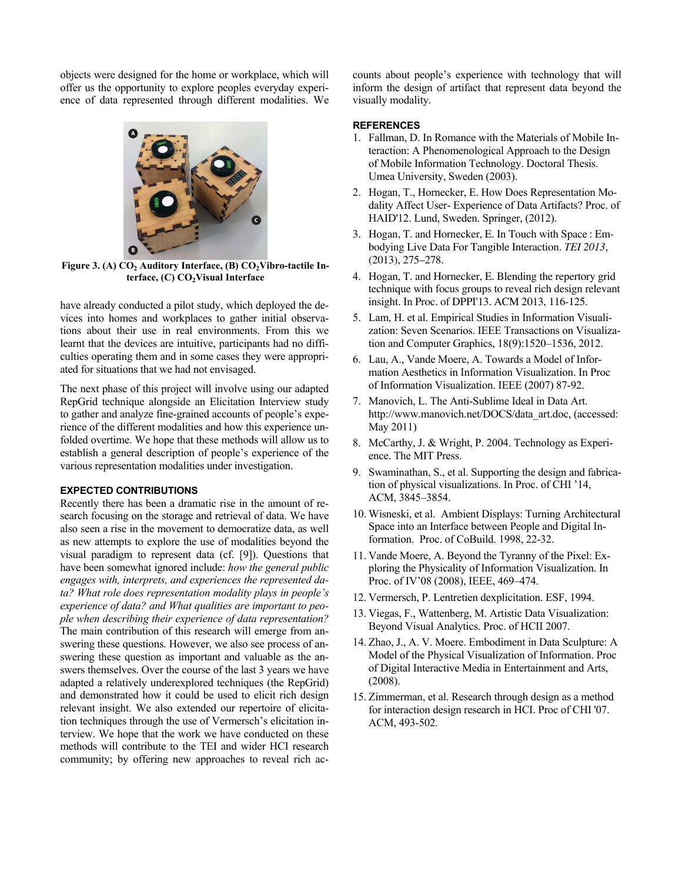objects were designed for the home or workplace, which will offer us the opportunity to explore peoples everyday experience of data represented through different modalities. We have already conducted a pilot study, which deployed the devices into homes and workplaces to gather initial observations about their use in real environments. From this we learnt that the devices are intuitive, participants had no difficulties operating them and in some cases they were appropriated for situations that we had not envisaged.

**Figure 3. (A) $CO_2$ Auditory Interface, (B) $CO_2$ Vibro-tactile Interface, (C) $CO_2$ Visual Interface**

The next phase of this project will involve using our adapted RepGrid technique alongside an Elicitation Interview study to gather and analyze fine-grained accounts of people's experience of the different modalities and how this experience unfolded overtime. We hope that these methods will allow us to establish a general description of people's experience of the various representation modalities under investigation.

## EXPECTED CONTRIBUTIONS

Recently there has been a dramatic rise in the amount of research focusing on the storage and retrieval of data. We have also seen a rise in the movement to democratize data, as well as new attempts to explore the use of modalities beyond the visual paradigm to represent data (cf. [9]). Questions that have been somewhat ignored include: *how the general public engages with, interprets, and experiences the represented data? What role does representation modality plays in people's experience of data? and What qualities are important to people when describing their experience of data representation?* The main contribution of this research will emerge from answering these questions. However, we also see process of answering these question as important and valuable as the answers themselves. Over the course of the last 3 years we have adapted a relatively underexplored techniques (the RepGrid) and demonstrated how it could be used to elicit rich design relevant insight. We also extended our repertoire of elicitation techniques through the use of Vermersch's elicitation interview. We hope that the work we have conducted on these methods will contribute to the TEI and wider HCI research community; by offering new approaches to reveal rich accounts about people's experience with technology that will inform the design of artifact that represent data beyond the visually modality.

## REFERENCES

1. Fallman, D. In Romance with the Materials of Mobile Interaction: A Phenomenological Approach to the Design of Mobile Information Technology. Doctoral Thesis. Umea University, Sweden (2003).
2. Hogan, T., Hornecker, E. How Does Representation Modality Affect User- Experience of Data Artifacts? Proc. of HAID'12. Lund, Sweden. Springer, (2012).
3. Hogan, T. and Hornecker, E. In Touch with Space : Embodying Live Data For Tangible Interaction. *TEI 2013*, (2013), 275–278.
4. Hogan, T. and Hornecker, E. Blending the repertory grid technique with focus groups to reveal rich design relevant insight. In Proc. of DPPI'13. ACM 2013, 116-125.
5. Lam, H. et al. Empirical Studies in Information Visualization: Seven Scenarios. IEEE Transactions on Visualization and Computer Graphics, 18(9):1520–1536, 2012.
6. Lau, A., Vande Moere, A. Towards a Model of Information Aesthetics in Information Visualization. In Proc of Information Visualization. IEEE (2007) 87-92.
7. Manovich, L. The Anti-Sublime Ideal in Data Art. http://www.manovich.net/DOCS/data_art.doc, (accessed: May 2011)
8. McCarthy, J. & Wright, P. 2004. Technology as Experience. The MIT Press.
9. Swaminathan, S., et al. Supporting the design and fabrication of physical visualizations. In Proc. of CHI '14, ACM, 3845–3854.
10. Wisneski, et al. Ambient Displays: Turning Architectural Space into an Interface between People and Digital Information. Proc. of CoBuild. 1998, 22-32.
11. Vande Moere, A. Beyond the Tyranny of the Pixel: Exploring the Physicality of Information Visualization. In Proc. of IV'08 (2008), IEEE, 469–474.
12. Vermersch, P. Lentretien dexplicitation. ESF, 1994.
13. Viegas, F., Wattenberg, M. Artistic Data Visualization: Beyond Visual Analytics. Proc. of HCII 2007.
14. Zhao, J., A. V. Moere. Embodiment in Data Sculpture: A Model of the Physical Visualization of Information. Proc of Digital Interactive Media in Entertainment and Arts, (2008).
15. Zimmerman, et al. Research through design as a method for interaction design research in HCI. Proc of CHI '07. ACM, 493-502.